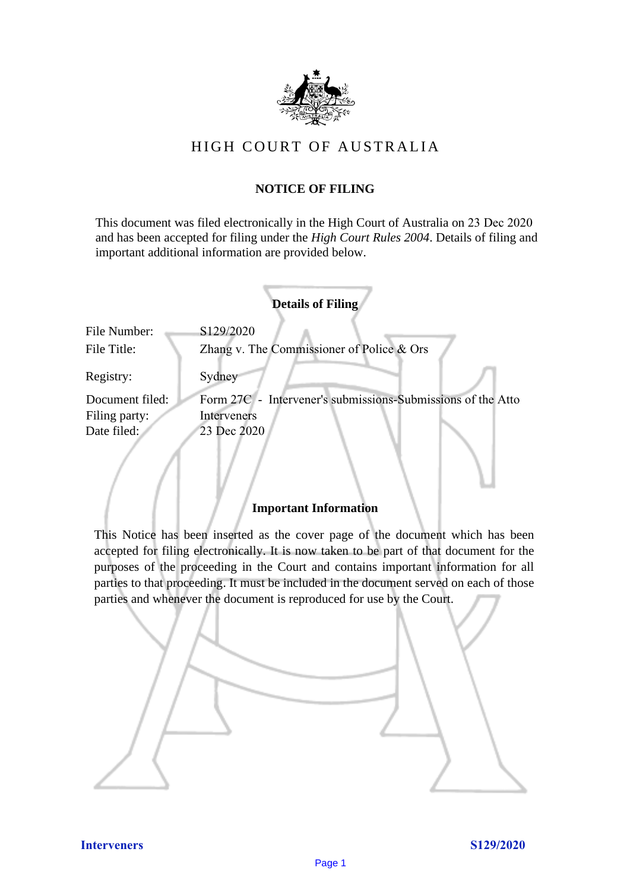# HIGH COURT OF AUSTRALIA

## NOTICE OF FILING

This document was filed electronically in the High Court of Australia on 23 Dec 2020 and has been accepted for filing under the *High Court Rules 2004*. Details of filing and important additional information are provided below.

### Details of Filing

| | |
|---|---|
| File Number: | S129/2020 |
| File Title: | Zhang v. The Commissioner of Police & Ors |
| Registry: | Sydney |
| Document filed: | Form 27C - Intervener's submissions-Submissions of the Atto |
| Filing party: | Interveners |
| Date filed: | 23 Dec 2020 |

### Important Information

This Notice has been inserted as the cover page of the document which has been accepted for filing electronically. It is now taken to be part of that document for the purposes of the proceeding in the Court and contains important information for all parties to that proceeding. It must be included in the document served on each of those parties and whenever the document is reproduced for use by the Court.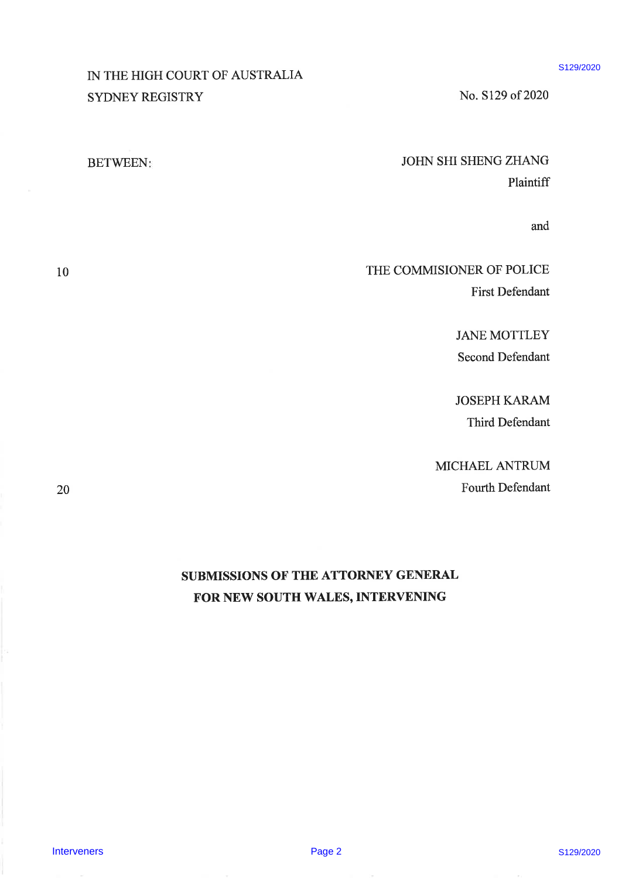IN THE HIGH COURT OF AUSTRALIA
SYDNEY REGISTRY

No. S129 of 2020

BETWEEN:

JOHN SHI SHENG ZHANG
Plaintiff

and

THE COMMISIONER OF POLICE
First Defendant

JANE MOTTLEY
Second Defendant

JOSEPH KARAM
Third Defendant

MICHAEL ANTRUM
Fourth Defendant

**SUBMISSIONS OF THE ATTORNEY GENERAL FOR NEW SOUTH WALES, INTERVENING**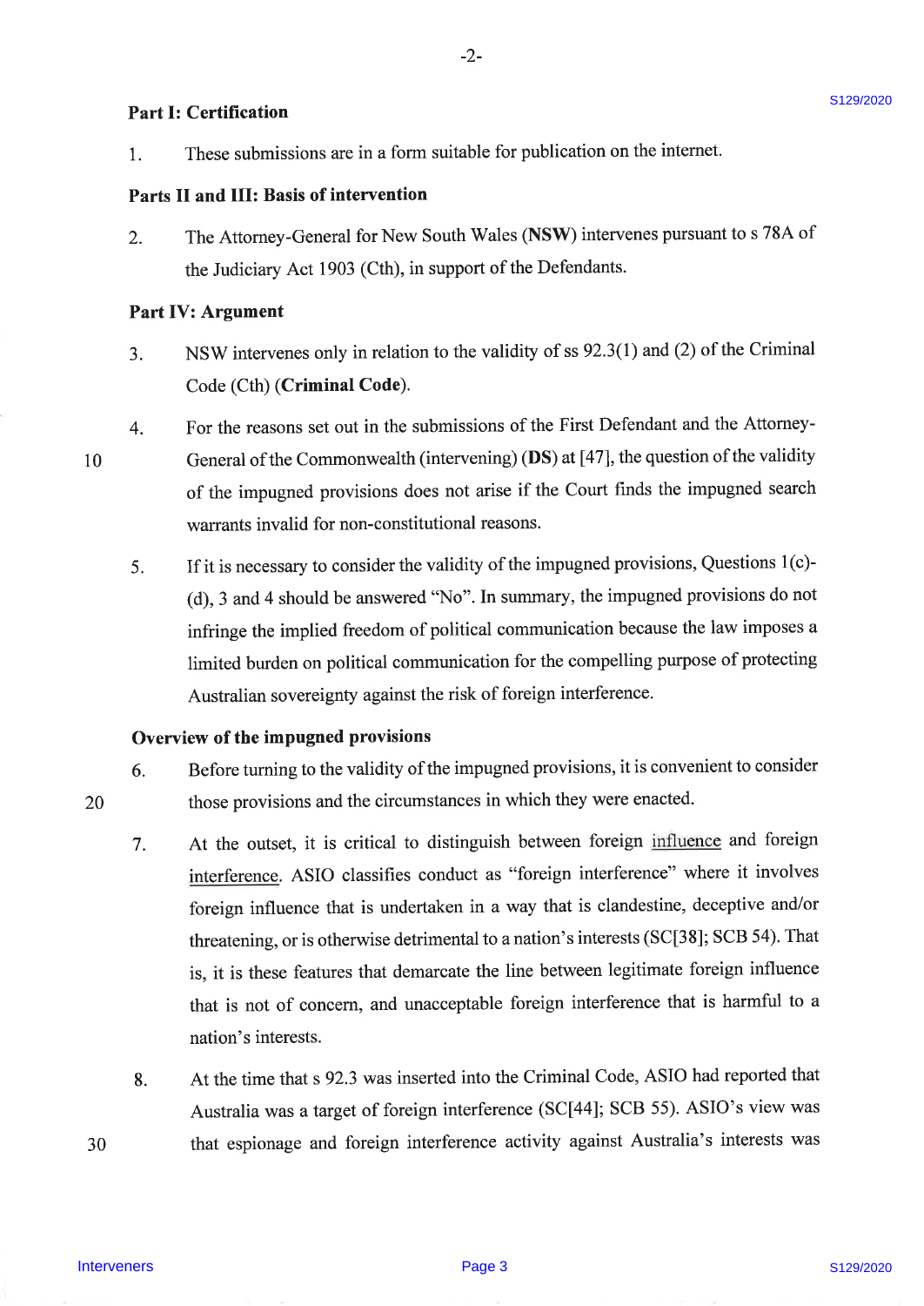**Part I: Certification**

1. These submissions are in a form suitable for publication on the internet.

**Parts II and III: Basis of intervention**

2. The Attorney-General for New South Wales (**NSW**) intervenes pursuant to s 78A of the Judiciary Act 1903 (Cth), in support of the Defendants.

**Part IV: Argument**

3. NSW intervenes only in relation to the validity of ss 92.3(1) and (2) of the Criminal Code (Cth) (**Criminal Code**).

4. For the reasons set out in the submissions of the First Defendant and the Attorney-General of the Commonwealth (intervening) (**DS**) at [47], the question of the validity of the impugned provisions does not arise if the Court finds the impugned search warrants invalid for non-constitutional reasons.

5. If it is necessary to consider the validity of the impugned provisions, Questions 1(c)-(d), 3 and 4 should be answered "No". In summary, the impugned provisions do not infringe the implied freedom of political communication because the law imposes a limited burden on political communication for the compelling purpose of protecting Australian sovereignty against the risk of foreign interference.

**Overview of the impugned provisions**

6. Before turning to the validity of the impugned provisions, it is convenient to consider those provisions and the circumstances in which they were enacted.

7. At the outset, it is critical to distinguish between foreign influence and foreign interference. ASIO classifies conduct as "foreign interference" where it involves foreign influence that is undertaken in a way that is clandestine, deceptive and/or threatening, or is otherwise detrimental to a nation's interests (SC[38]; SCB 54). That is, it is these features that demarcate the line between legitimate foreign influence that is not of concern, and unacceptable foreign interference that is harmful to a nation's interests.

8. At the time that s 92.3 was inserted into the Criminal Code, ASIO had reported that Australia was a target of foreign interference (SC[44]; SCB 55). ASIO's view was that espionage and foreign interference activity against Australia's interests was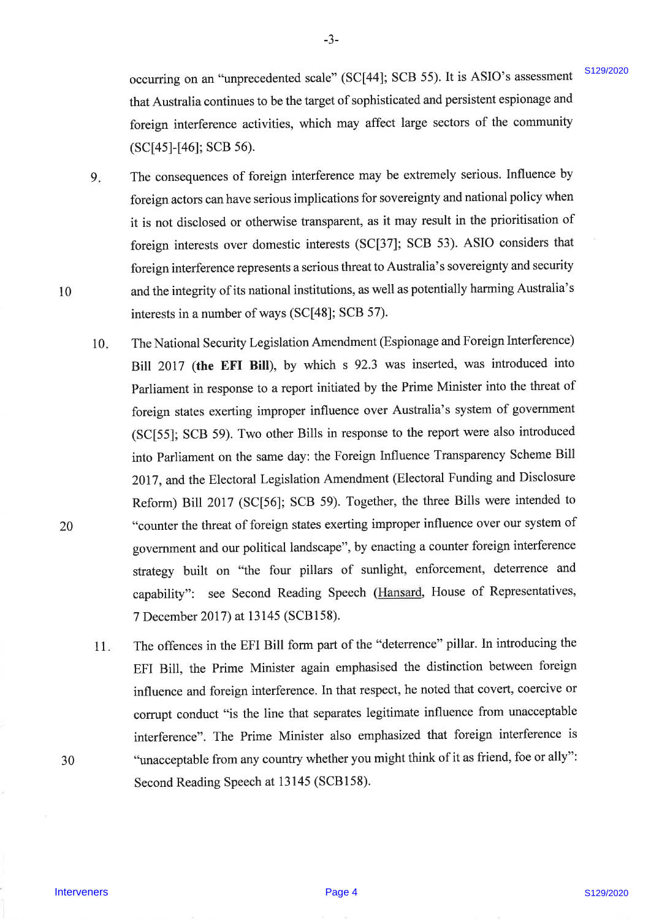occurring on an "unprecedented scale" (SC[44]; SCB 55). It is ASIO's assessment that Australia continues to be the target of sophisticated and persistent espionage and foreign interference activities, which may affect large sectors of the community (SC[45]-[46]; SCB 56).

9. The consequences of foreign interference may be extremely serious. Influence by foreign actors can have serious implications for sovereignty and national policy when it is not disclosed or otherwise transparent, as it may result in the prioritisation of foreign interests over domestic interests (SC[37]; SCB 53). ASIO considers that foreign interference represents a serious threat to Australia's sovereignty and security and the integrity of its national institutions, as well as potentially harming Australia's interests in a number of ways (SC[48]; SCB 57).

10. The National Security Legislation Amendment (Espionage and Foreign Interference) Bill 2017 (**the EFI Bill**), by which s 92.3 was inserted, was introduced into Parliament in response to a report initiated by the Prime Minister into the threat of foreign states exerting improper influence over Australia's system of government (SC[55]; SCB 59). Two other Bills in response to the report were also introduced into Parliament on the same day: the Foreign Influence Transparency Scheme Bill 2017, and the Electoral Legislation Amendment (Electoral Funding and Disclosure Reform) Bill 2017 (SC[56]; SCB 59). Together, the three Bills were intended to "counter the threat of foreign states exerting improper influence over our system of government and our political landscape", by enacting a counter foreign interference strategy built on "the four pillars of sunlight, enforcement, deterrence and capability": see Second Reading Speech (Hansard, House of Representatives, 7 December 2017) at 13145 (SCB158).

11. The offences in the EFI Bill form part of the "deterrence" pillar. In introducing the EFI Bill, the Prime Minister again emphasised the distinction between foreign influence and foreign interference. In that respect, he noted that covert, coercive or corrupt conduct "is the line that separates legitimate influence from unacceptable interference". The Prime Minister also emphasized that foreign interference is "unacceptable from any country whether you might think of it as friend, foe or ally": Second Reading Speech at 13145 (SCB158).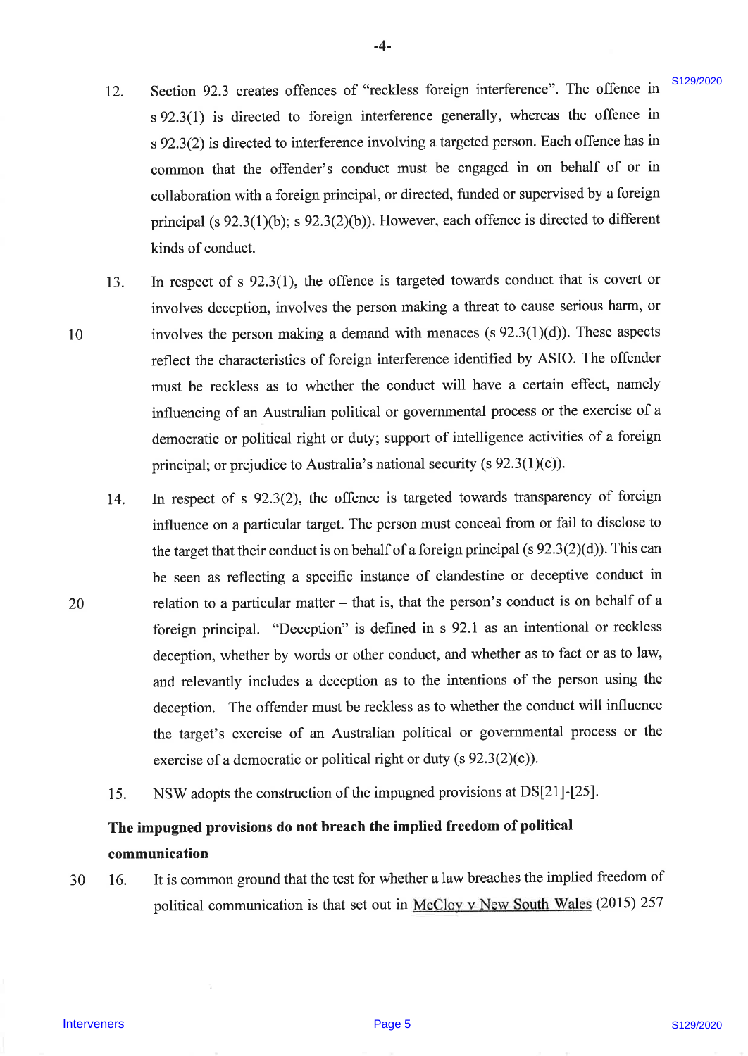12. Section 92.3 creates offences of "reckless foreign interference". The offence in s 92.3(1) is directed to foreign interference generally, whereas the offence in s 92.3(2) is directed to interference involving a targeted person. Each offence has in common that the offender's conduct must be engaged in on behalf of or in collaboration with a foreign principal, or directed, funded or supervised by a foreign principal (s 92.3(1)(b); s 92.3(2)(b)). However, each offence is directed to different kinds of conduct.

13. In respect of s 92.3(1), the offence is targeted towards conduct that is covert or involves deception, involves the person making a threat to cause serious harm, or involves the person making a demand with menaces (s 92.3(1)(d)). These aspects reflect the characteristics of foreign interference identified by ASIO. The offender must be reckless as to whether the conduct will have a certain effect, namely influencing of an Australian political or governmental process or the exercise of a democratic or political right or duty; support of intelligence activities of a foreign principal; or prejudice to Australia's national security (s 92.3(1)(c)).

14. In respect of s 92.3(2), the offence is targeted towards transparency of foreign influence on a particular target. The person must conceal from or fail to disclose to the target that their conduct is on behalf of a foreign principal (s 92.3(2)(d)). This can be seen as reflecting a specific instance of clandestine or deceptive conduct in relation to a particular matter – that is, that the person's conduct is on behalf of a foreign principal. "Deception" is defined in s 92.1 as an intentional or reckless deception, whether by words or other conduct, and whether as to fact or as to law, and relevantly includes a deception as to the intentions of the person using the deception. The offender must be reckless as to whether the conduct will influence the target's exercise of an Australian political or governmental process or the exercise of a democratic or political right or duty (s 92.3(2)(c)).

15. NSW adopts the construction of the impugned provisions at DS[21]-[25].

**The impugned provisions do not breach the implied freedom of political communication**

16. It is common ground that the test for whether a law breaches the implied freedom of political communication is that set out in McCloy v New South Wales (2015) 257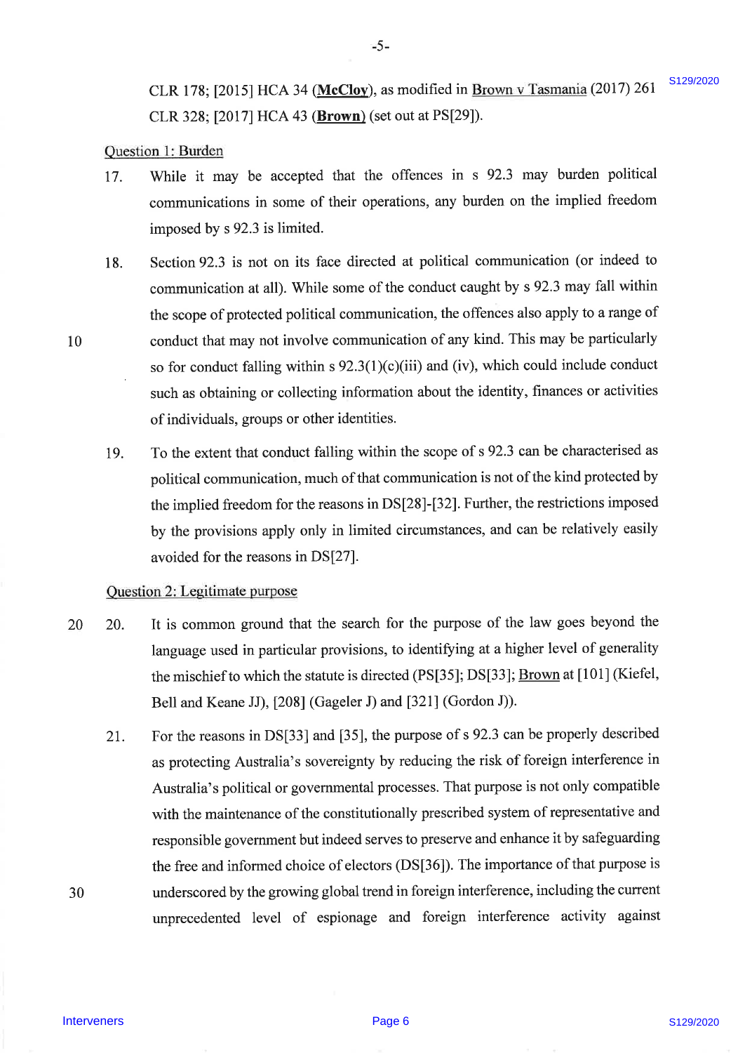CLR 178; [2015] HCA 34 (**McCloy**), as modified in Brown v Tasmania (2017) 261 CLR 328; [2017] HCA 43 (**Brown**) (set out at PS[29]).

Question 1: Burden

17. While it may be accepted that the offences in s 92.3 may burden political communications in some of their operations, any burden on the implied freedom imposed by s 92.3 is limited.

18. Section 92.3 is not on its face directed at political communication (or indeed to communication at all). While some of the conduct caught by s 92.3 may fall within the scope of protected political communication, the offences also apply to a range of conduct that may not involve communication of any kind. This may be particularly so for conduct falling within s 92.3(1)(c)(iii) and (iv), which could include conduct such as obtaining or collecting information about the identity, finances or activities of individuals, groups or other identities.

19. To the extent that conduct falling within the scope of s 92.3 can be characterised as political communication, much of that communication is not of the kind protected by the implied freedom for the reasons in DS[28]-[32]. Further, the restrictions imposed by the provisions apply only in limited circumstances, and can be relatively easily avoided for the reasons in DS[27].

Question 2: Legitimate purpose

20. It is common ground that the search for the purpose of the law goes beyond the language used in particular provisions, to identifying at a higher level of generality the mischief to which the statute is directed (PS[35]; DS[33]; Brown at [101] (Kiefel, Bell and Keane JJ), [208] (Gageler J) and [321] (Gordon J)).

21. For the reasons in DS[33] and [35], the purpose of s 92.3 can be properly described as protecting Australia's sovereignty by reducing the risk of foreign interference in Australia's political or governmental processes. That purpose is not only compatible with the maintenance of the constitutionally prescribed system of representative and responsible government but indeed serves to preserve and enhance it by safeguarding the free and informed choice of electors (DS[36]). The importance of that purpose is underscored by the growing global trend in foreign interference, including the current unprecedented level of espionage and foreign interference activity against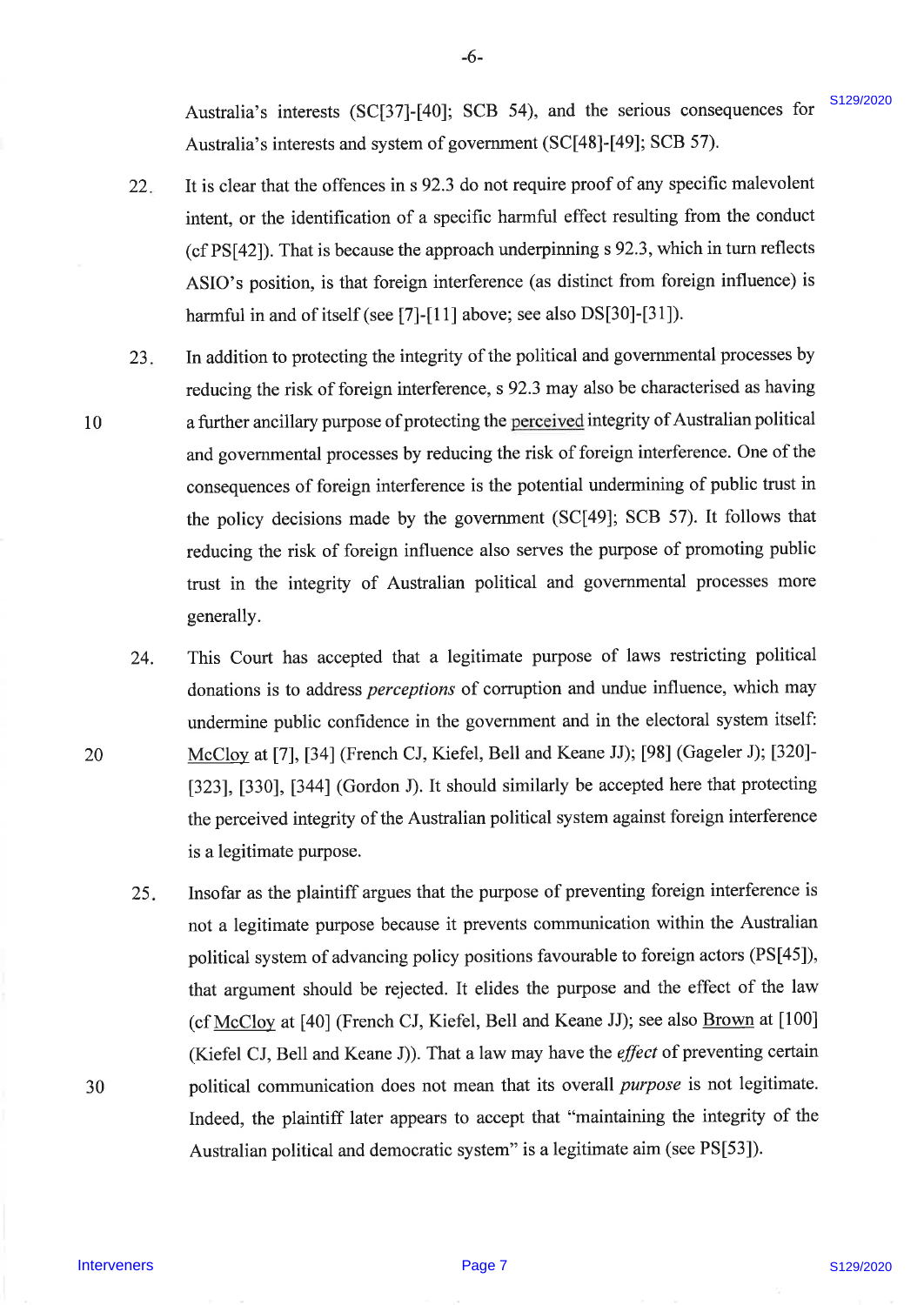Australia's interests (SC[37]-[40]; SCB 54), and the serious consequences for Australia's interests and system of government (SC[48]-[49]; SCB 57).

22. It is clear that the offences in s 92.3 do not require proof of any specific malevolent intent, or the identification of a specific harmful effect resulting from the conduct (cf PS[42]). That is because the approach underpinning s 92.3, which in turn reflects ASIO's position, is that foreign interference (as distinct from foreign influence) is harmful in and of itself (see [7]-[11] above; see also DS[30]-[31]).

23. In addition to protecting the integrity of the political and governmental processes by reducing the risk of foreign interference, s 92.3 may also be characterised as having a further ancillary purpose of protecting the <u>perceived</u> integrity of Australian political and governmental processes by reducing the risk of foreign interference. One of the consequences of foreign interference is the potential undermining of public trust in the policy decisions made by the government (SC[49]; SCB 57). It follows that reducing the risk of foreign influence also serves the purpose of promoting public trust in the integrity of Australian political and governmental processes more generally.

24. This Court has accepted that a legitimate purpose of laws restricting political donations is to address *perceptions* of corruption and undue influence, which may undermine public confidence in the government and in the electoral system itself: <u>McCloy</u> at [7], [34] (French CJ, Kiefel, Bell and Keane JJ); [98] (Gageler J); [320]-[323], [330], [344] (Gordon J). It should similarly be accepted here that protecting the perceived integrity of the Australian political system against foreign interference is a legitimate purpose.

25. Insofar as the plaintiff argues that the purpose of preventing foreign interference is not a legitimate purpose because it prevents communication within the Australian political system of advancing policy positions favourable to foreign actors (PS[45]), that argument should be rejected. It elides the purpose and the effect of the law (cf <u>McCloy</u> at [40] (French CJ, Kiefel, Bell and Keane JJ); see also <u>Brown</u> at [100] (Kiefel CJ, Bell and Keane J)). That a law may have the *effect* of preventing certain political communication does not mean that its overall *purpose* is not legitimate. Indeed, the plaintiff later appears to accept that "maintaining the integrity of the Australian political and democratic system" is a legitimate aim (see PS[53]).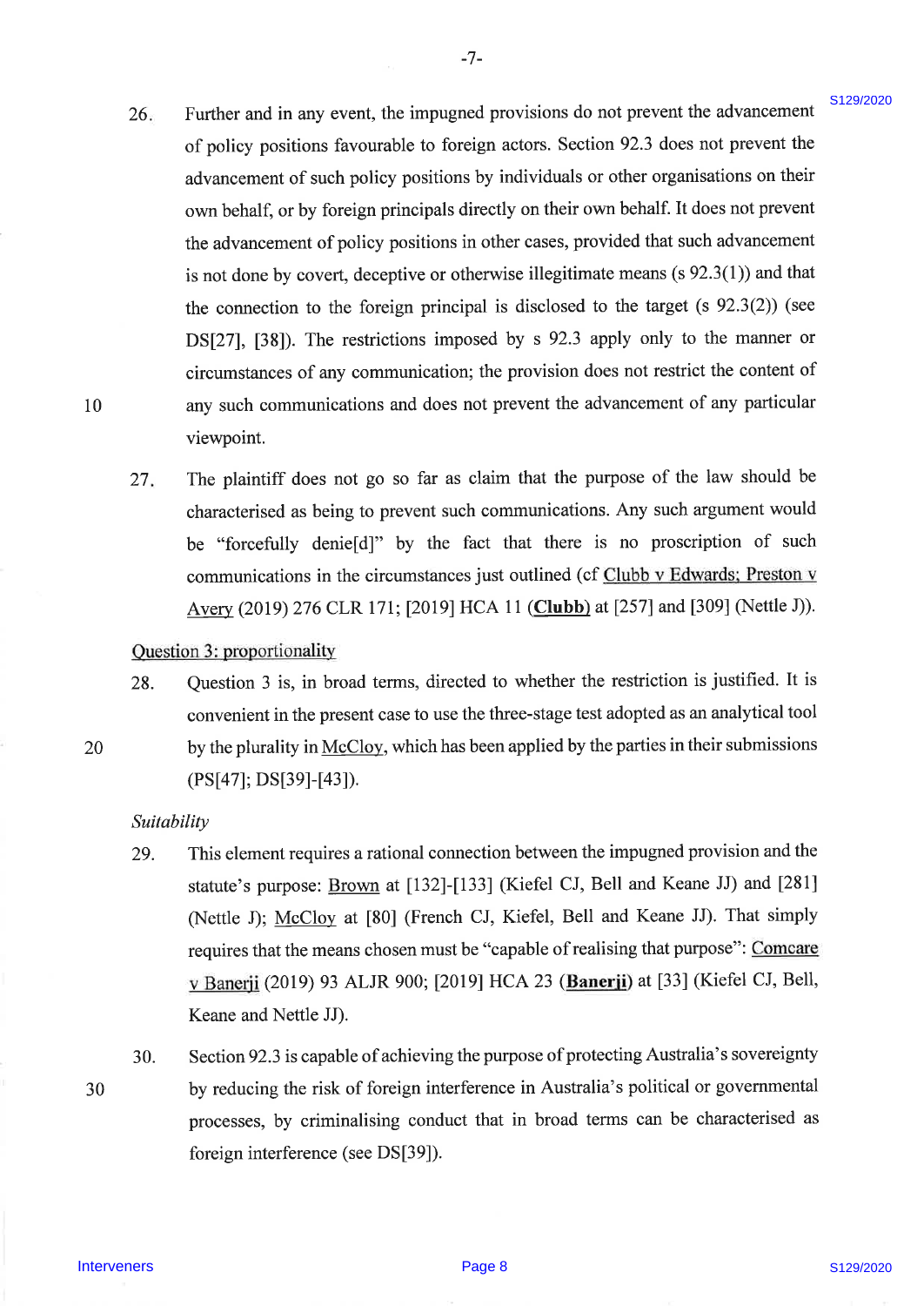26. Further and in any event, the impugned provisions do not prevent the advancement of policy positions favourable to foreign actors. Section 92.3 does not prevent the advancement of such policy positions by individuals or other organisations on their own behalf, or by foreign principals directly on their own behalf. It does not prevent the advancement of policy positions in other cases, provided that such advancement is not done by covert, deceptive or otherwise illegitimate means (s 92.3(1)) and that the connection to the foreign principal is disclosed to the target (s 92.3(2)) (see DS[27], [38]). The restrictions imposed by s 92.3 apply only to the manner or circumstances of any communication; the provision does not restrict the content of any such communications and does not prevent the advancement of any particular viewpoint.

27. The plaintiff does not go so far as claim that the purpose of the law should be characterised as being to prevent such communications. Any such argument would be "forcefully denie[d]" by the fact that there is no proscription of such communications in the circumstances just outlined (cf Clubb v Edwards; Preston v Avery (2019) 276 CLR 171; [2019] HCA 11 (**Clubb**) at [257] and [309] (Nettle J)).

## Question 3: proportionality

28. Question 3 is, in broad terms, directed to whether the restriction is justified. It is convenient in the present case to use the three-stage test adopted as an analytical tool by the plurality in McCloy, which has been applied by the parties in their submissions (PS[47]; DS[39]-[43]).

*Suitability*

29. This element requires a rational connection between the impugned provision and the statute's purpose: Brown at [132]-[133] (Kiefel CJ, Bell and Keane JJ) and [281] (Nettle J); McCloy at [80] (French CJ, Kiefel, Bell and Keane JJ). That simply requires that the means chosen must be "capable of realising that purpose": Comcare v Banerji (2019) 93 ALJR 900; [2019] HCA 23 (**Banerji**) at [33] (Kiefel CJ, Bell, Keane and Nettle JJ).

30. Section 92.3 is capable of achieving the purpose of protecting Australia's sovereignty by reducing the risk of foreign interference in Australia's political or governmental processes, by criminalising conduct that in broad terms can be characterised as foreign interference (see DS[39]).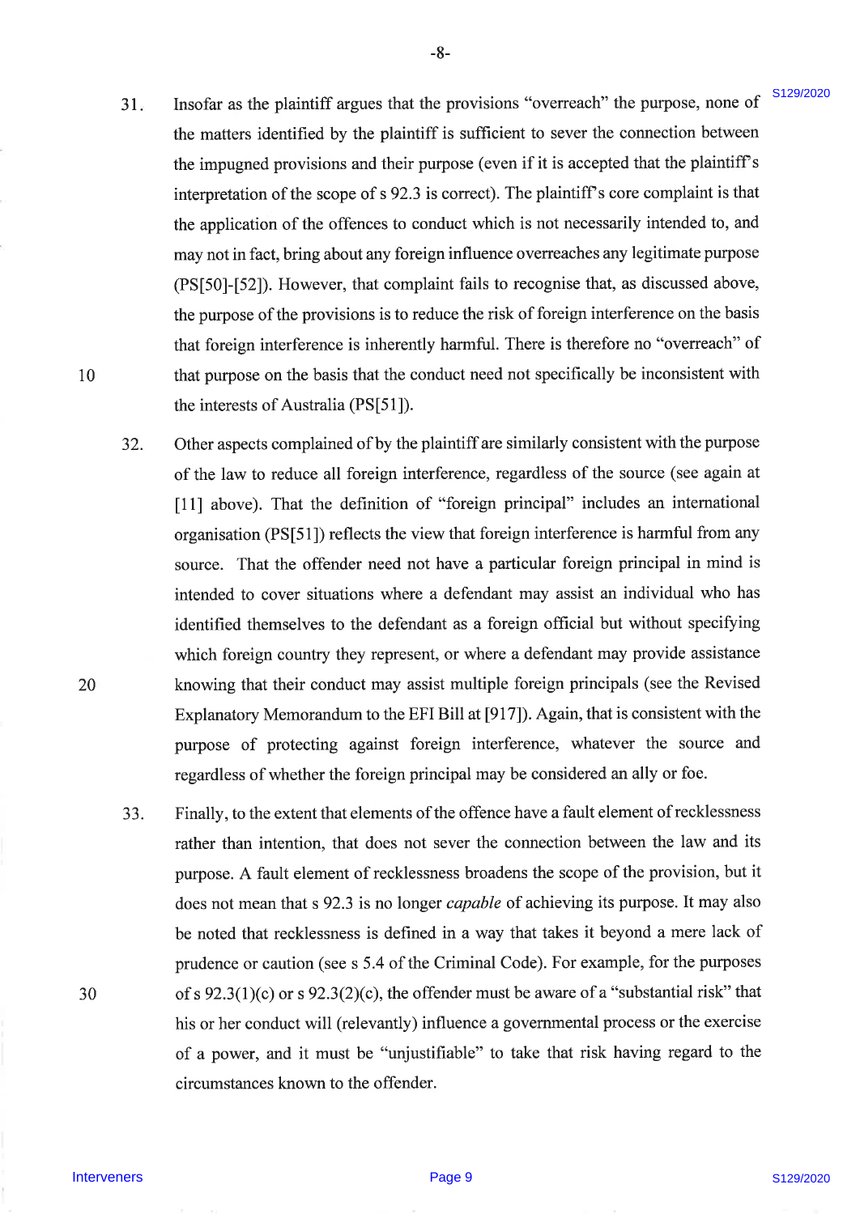31. Insofar as the plaintiff argues that the provisions "overreach" the purpose, none of the matters identified by the plaintiff is sufficient to sever the connection between the impugned provisions and their purpose (even if it is accepted that the plaintiff's interpretation of the scope of s 92.3 is correct). The plaintiff's core complaint is that the application of the offences to conduct which is not necessarily intended to, and may not in fact, bring about any foreign influence overreaches any legitimate purpose (PS[50]-[52]). However, that complaint fails to recognise that, as discussed above, the purpose of the provisions is to reduce the risk of foreign interference on the basis that foreign interference is inherently harmful. There is therefore no "overreach" of that purpose on the basis that the conduct need not specifically be inconsistent with the interests of Australia (PS[51]).

32. Other aspects complained of by the plaintiff are similarly consistent with the purpose of the law to reduce all foreign interference, regardless of the source (see again at [11] above). That the definition of "foreign principal" includes an international organisation (PS[51]) reflects the view that foreign interference is harmful from any source. That the offender need not have a particular foreign principal in mind is intended to cover situations where a defendant may assist an individual who has identified themselves to the defendant as a foreign official but without specifying which foreign country they represent, or where a defendant may provide assistance knowing that their conduct may assist multiple foreign principals (see the Revised Explanatory Memorandum to the EFI Bill at [917]). Again, that is consistent with the purpose of protecting against foreign interference, whatever the source and regardless of whether the foreign principal may be considered an ally or foe.

33. Finally, to the extent that elements of the offence have a fault element of recklessness rather than intention, that does not sever the connection between the law and its purpose. A fault element of recklessness broadens the scope of the provision, but it does not mean that s 92.3 is no longer *capable* of achieving its purpose. It may also be noted that recklessness is defined in a way that takes it beyond a mere lack of prudence or caution (see s 5.4 of the Criminal Code). For example, for the purposes of s 92.3(1)(c) or s 92.3(2)(c), the offender must be aware of a "substantial risk" that his or her conduct will (relevantly) influence a governmental process or the exercise of a power, and it must be "unjustifiable" to take that risk having regard to the circumstances known to the offender.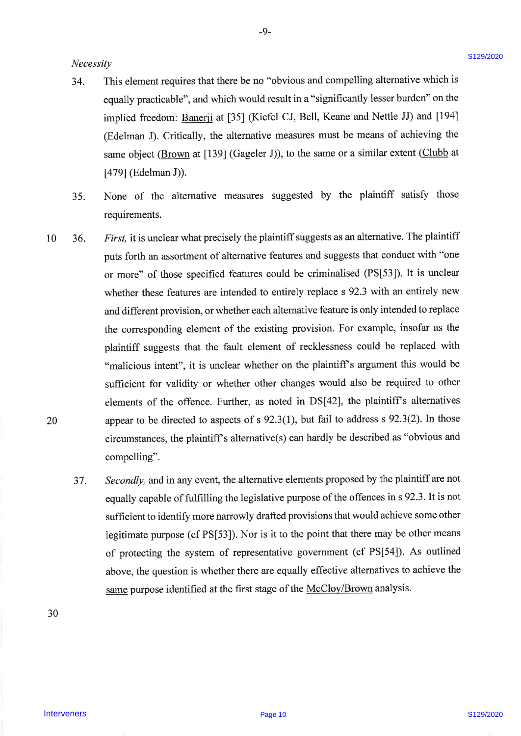*Necessity*

34. This element requires that there be no "obvious and compelling alternative which is equally practicable", and which would result in a "significantly lesser burden" on the implied freedom: Banerji at [35] (Kiefel CJ, Bell, Keane and Nettle JJ) and [194] (Edelman J). Critically, the alternative measures must be means of achieving the same object (Brown at [139] (Gageler J)), to the same or a similar extent (Clubb at [479] (Edelman J)).

35. None of the alternative measures suggested by the plaintiff satisfy those requirements.

36. *First,* it is unclear what precisely the plaintiff suggests as an alternative. The plaintiff puts forth an assortment of alternative features and suggests that conduct with "one or more" of those specified features could be criminalised (PS[53]). It is unclear whether these features are intended to entirely replace s 92.3 with an entirely new and different provision, or whether each alternative feature is only intended to replace the corresponding element of the existing provision. For example, insofar as the plaintiff suggests that the fault element of recklessness could be replaced with "malicious intent", it is unclear whether on the plaintiff's argument this would be sufficient for validity or whether other changes would also be required to other elements of the offence. Further, as noted in DS[42], the plaintiff's alternatives appear to be directed to aspects of s 92.3(1), but fail to address s 92.3(2). In those circumstances, the plaintiff's alternative(s) can hardly be described as "obvious and compelling".

37. *Secondly,* and in any event, the alternative elements proposed by the plaintiff are not equally capable of fulfilling the legislative purpose of the offences in s 92.3. It is not sufficient to identify more narrowly drafted provisions that would achieve some other legitimate purpose (cf PS[53]). Nor is it to the point that there may be other means of protecting the system of representative government (cf PS[54]). As outlined above, the question is whether there are equally effective alternatives to achieve the same purpose identified at the first stage of the McCloy/Brown analysis.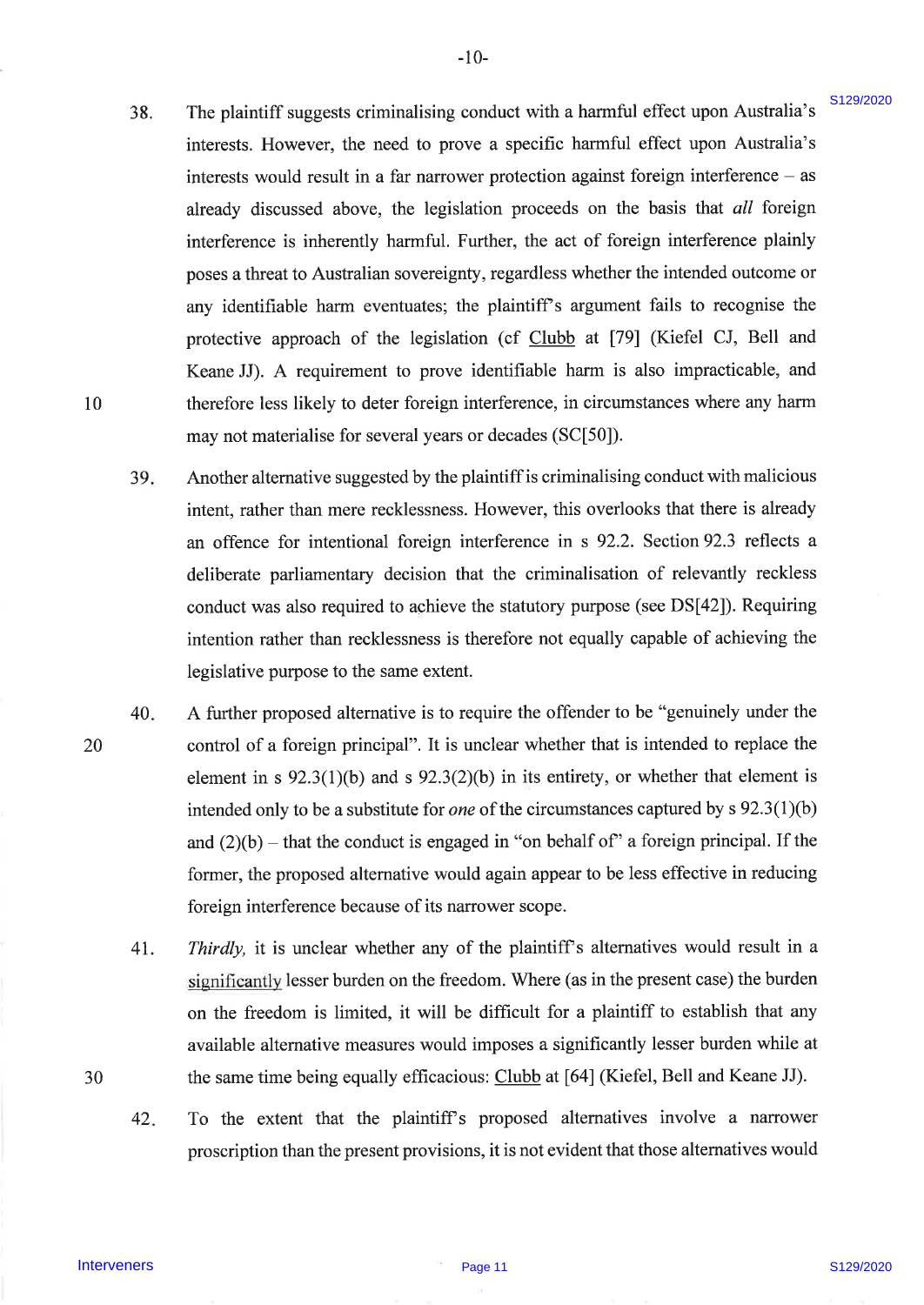38. The plaintiff suggests criminalising conduct with a harmful effect upon Australia's interests. However, the need to prove a specific harmful effect upon Australia's interests would result in a far narrower protection against foreign interference – as already discussed above, the legislation proceeds on the basis that *all* foreign interference is inherently harmful. Further, the act of foreign interference plainly poses a threat to Australian sovereignty, regardless whether the intended outcome or any identifiable harm eventuates; the plaintiff's argument fails to recognise the protective approach of the legislation (cf Clubb at [79] (Kiefel CJ, Bell and Keane JJ). A requirement to prove identifiable harm is also impracticable, and therefore less likely to deter foreign interference, in circumstances where any harm may not materialise for several years or decades (SC[50]).

39. Another alternative suggested by the plaintiff is criminalising conduct with malicious intent, rather than mere recklessness. However, this overlooks that there is already an offence for intentional foreign interference in s 92.2. Section 92.3 reflects a deliberate parliamentary decision that the criminalisation of relevantly reckless conduct was also required to achieve the statutory purpose (see DS[42]). Requiring intention rather than recklessness is therefore not equally capable of achieving the legislative purpose to the same extent.

40. A further proposed alternative is to require the offender to be "genuinely under the control of a foreign principal". It is unclear whether that is intended to replace the element in s 92.3(1)(b) and s 92.3(2)(b) in its entirety, or whether that element is intended only to be a substitute for *one* of the circumstances captured by s 92.3(1)(b) and (2)(b) – that the conduct is engaged in "on behalf of" a foreign principal. If the former, the proposed alternative would again appear to be less effective in reducing foreign interference because of its narrower scope.

41. *Thirdly,* it is unclear whether any of the plaintiff's alternatives would result in a significantly lesser burden on the freedom. Where (as in the present case) the burden on the freedom is limited, it will be difficult for a plaintiff to establish that any available alternative measures would imposes a significantly lesser burden while at the same time being equally efficacious: Clubb at [64] (Kiefel, Bell and Keane JJ).

42. To the extent that the plaintiff's proposed alternatives involve a narrower proscription than the present provisions, it is not evident that those alternatives would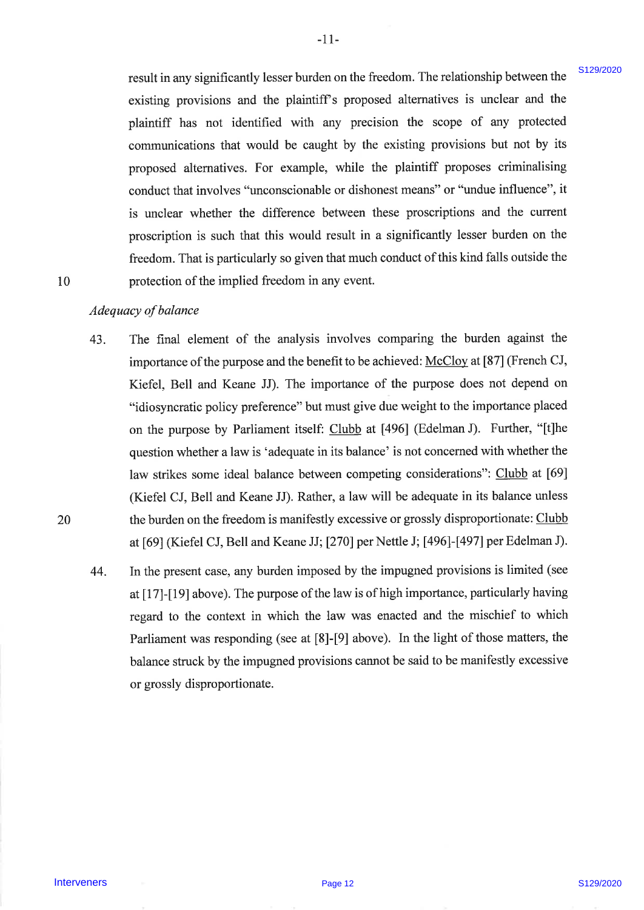result in any significantly lesser burden on the freedom. The relationship between the existing provisions and the plaintiff's proposed alternatives is unclear and the plaintiff has not identified with any precision the scope of any protected communications that would be caught by the existing provisions but not by its proposed alternatives. For example, while the plaintiff proposes criminalising conduct that involves "unconscionable or dishonest means" or "undue influence", it is unclear whether the difference between these proscriptions and the current proscription is such that this would result in a significantly lesser burden on the freedom. That is particularly so given that much conduct of this kind falls outside the protection of the implied freedom in any event.

*Adequacy of balance*

43. The final element of the analysis involves comparing the burden against the importance of the purpose and the benefit to be achieved: McCloy at [87] (French CJ, Kiefel, Bell and Keane JJ). The importance of the purpose does not depend on "idiosyncratic policy preference" but must give due weight to the importance placed on the purpose by Parliament itself: Clubb at [496] (Edelman J). Further, "[t]he question whether a law is 'adequate in its balance' is not concerned with whether the law strikes some ideal balance between competing considerations": Clubb at [69] (Kiefel CJ, Bell and Keane JJ). Rather, a law will be adequate in its balance unless the burden on the freedom is manifestly excessive or grossly disproportionate: Clubb at [69] (Kiefel CJ, Bell and Keane JJ; [270] per Nettle J; [496]-[497] per Edelman J).

44. In the present case, any burden imposed by the impugned provisions is limited (see at [17]-[19] above). The purpose of the law is of high importance, particularly having regard to the context in which the law was enacted and the mischief to which Parliament was responding (see at [8]-[9] above). In the light of those matters, the balance struck by the impugned provisions cannot be said to be manifestly excessive or grossly disproportionate.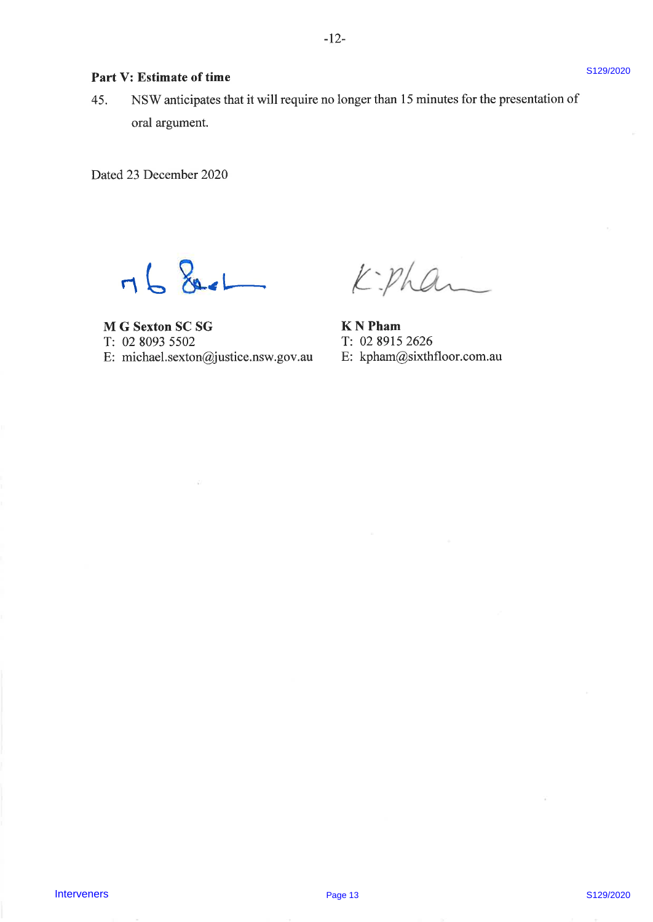**Part V: Estimate of time**

45. NSW anticipates that it will require no longer than 15 minutes for the presentation of oral argument.

Dated 23 December 2020

**M G Sexton SC SG**
T: 02 8093 5502
E: michael.sexton@justice.nsw.gov.au

**K N Pham**
T: 02 8915 2626
E: kpham@sixthfloor.com.au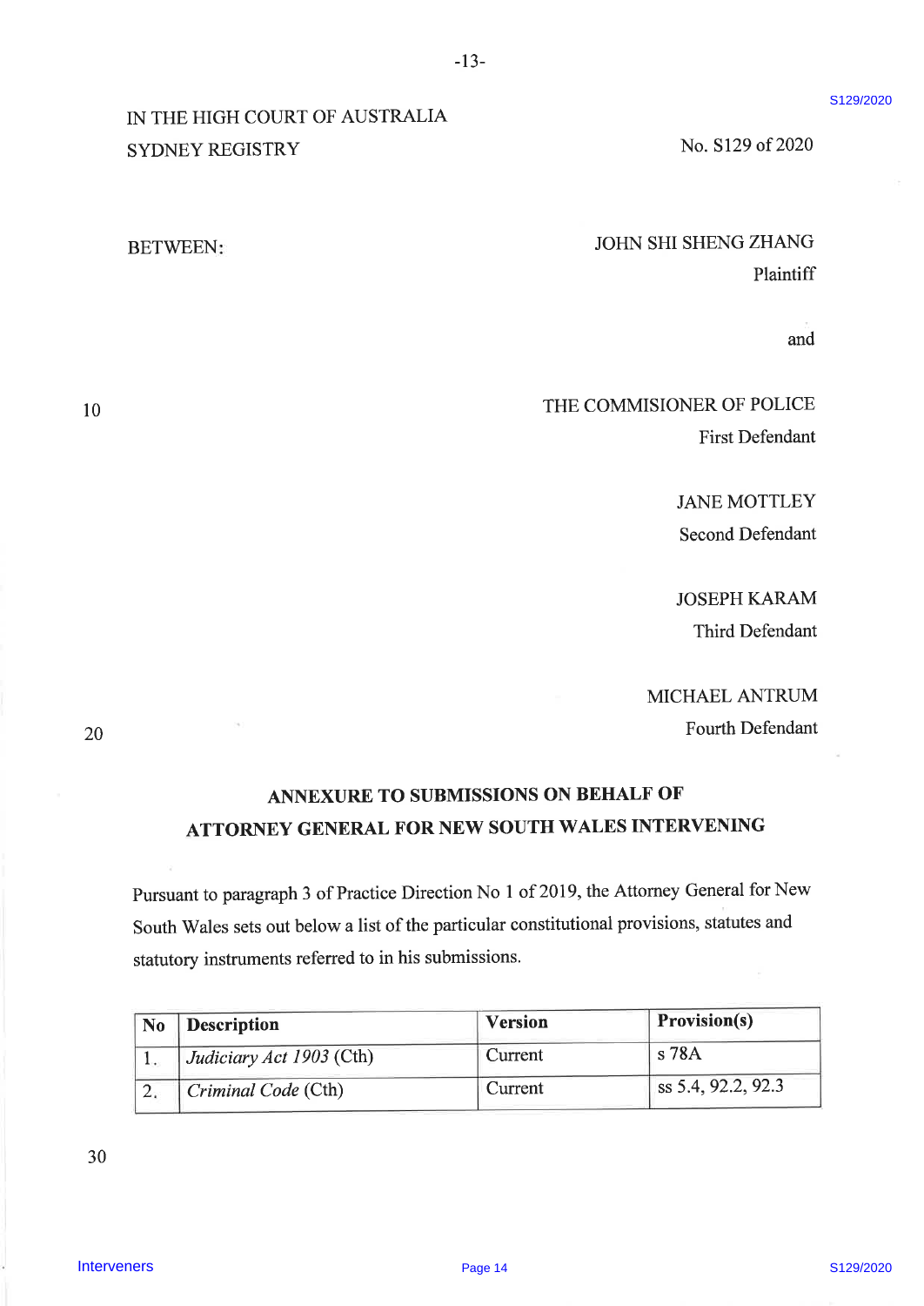IN THE HIGH COURT OF AUSTRALIA
SYDNEY REGISTRY

No. S129 of 2020

BETWEEN:

JOHN SHI SHENG ZHANG
Plaintiff

and

THE COMMISIONER OF POLICE
First Defendant

JANE MOTTLEY
Second Defendant

JOSEPH KARAM
Third Defendant

MICHAEL ANTRUM
Fourth Defendant

## ANNEXURE TO SUBMISSIONS ON BEHALF OF ATTORNEY GENERAL FOR NEW SOUTH WALES INTERVENING

Pursuant to paragraph 3 of Practice Direction No 1 of 2019, the Attorney General for New South Wales sets out below a list of the particular constitutional provisions, statutes and statutory instruments referred to in his submissions.

| No | Description | Version | Provision(s) |
|---|---|---|---|
| 1. | *Judiciary Act 1903* (Cth) | Current | s 78A |
| 2. | *Criminal Code* (Cth) | Current | ss 5.4, 92.2, 92.3 |